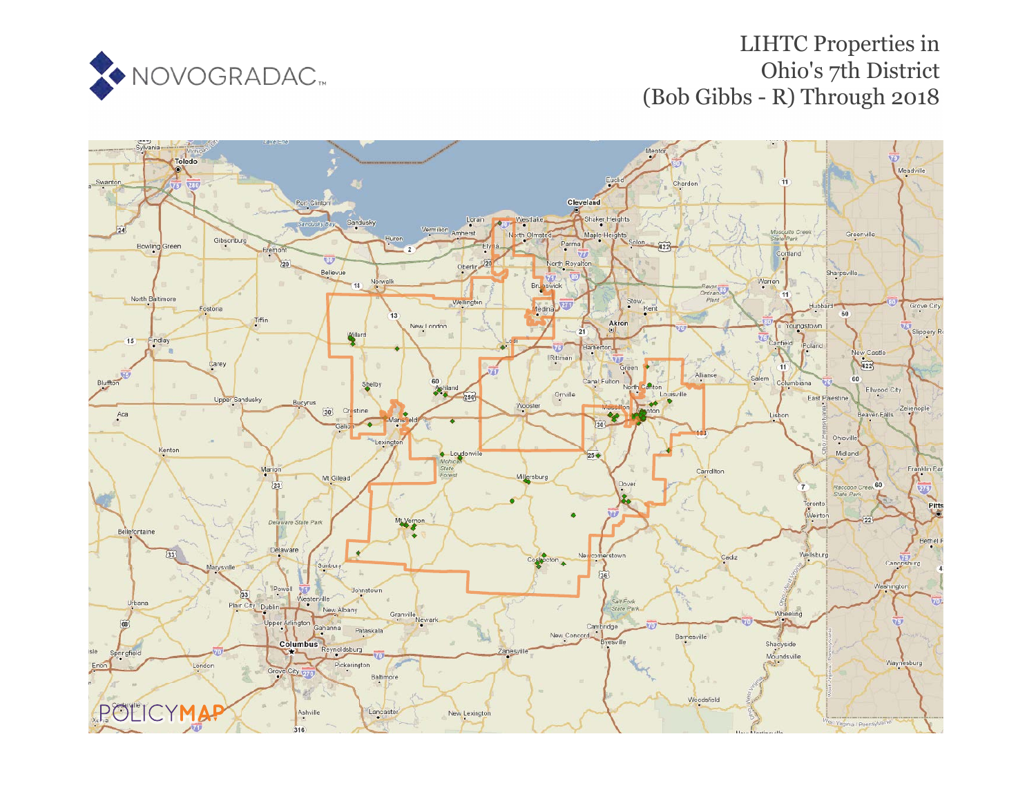NOVOGRADAC

# LIHTC Properties in Ohio's 7th District (Bob Gibbs - R) Through 2018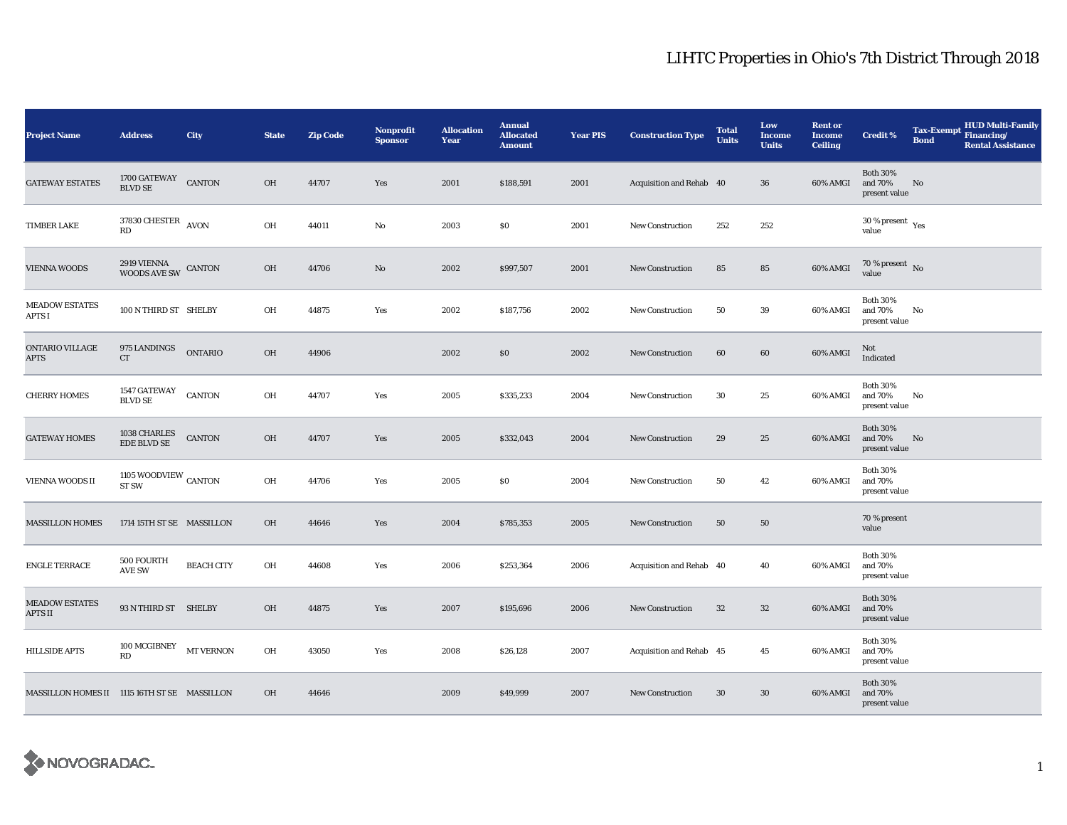# LIHTC Properties in Ohio's 7th District Through 2018

| Project Name | Address | City | State | Zip Code | Nonprofit Sponsor | Allocation Year | Annual Allocated Amount | Year PIS | Construction Type | Total Units | Low Income Units | Rent or Income Ceiling | Credit % | Tax-Exempt Bond | HUD Multi-Family Financing/ Rental Assistance |
|---|---|---|---|---|---|---|---|---|---|---|---|---|---|---|---|
| GATEWAY ESTATES | 1700 GATEWAY BLVD SE | CANTON | OH | 44707 | Yes | 2001 | $188,591 | 2001 | Acquisition and Rehab | 40 | 36 | 60% AMGI | Both 30% and 70% present value | No | |
| TIMBER LAKE | 37830 CHESTER RD | AVON | OH | 44011 | No | 2003 | $0 | 2001 | New Construction | 252 | 252 | | 30 % present value | Yes | |
| VIENNA WOODS | 2919 VIENNA WOODS AVE SW | CANTON | OH | 44706 | No | 2002 | $997,507 | 2001 | New Construction | 85 | 85 | 60% AMGI | 70 % present value | No | |
| MEADOW ESTATES APTS I | 100 N THIRD ST | SHELBY | OH | 44875 | Yes | 2002 | $187,756 | 2002 | New Construction | 50 | 39 | 60% AMGI | Both 30% and 70% present value | No | |
| ONTARIO VILLAGE APTS | 975 LANDINGS CT | ONTARIO | OH | 44906 | | 2002 | $0 | 2002 | New Construction | 60 | 60 | 60% AMGI | Not Indicated | | |
| CHERRY HOMES | 1547 GATEWAY BLVD SE | CANTON | OH | 44707 | Yes | 2005 | $335,233 | 2004 | New Construction | 30 | 25 | 60% AMGI | Both 30% and 70% present value | No | |
| GATEWAY HOMES | 1038 CHARLES EDE BLVD SE | CANTON | OH | 44707 | Yes | 2005 | $332,043 | 2004 | New Construction | 29 | 25 | 60% AMGI | Both 30% and 70% present value | No | |
| VIENNA WOODS II | 1105 WOODVIEW ST SW | CANTON | OH | 44706 | Yes | 2005 | $0 | 2004 | New Construction | 50 | 42 | 60% AMGI | Both 30% and 70% present value | | |
| MASSILLON HOMES | 1714 15TH ST SE | MASSILLON | OH | 44646 | Yes | 2004 | $785,353 | 2005 | New Construction | 50 | 50 | | 70 % present value | | |
| ENGLE TERRACE | 500 FOURTH AVE SW | BEACH CITY | OH | 44608 | Yes | 2006 | $253,364 | 2006 | Acquisition and Rehab | 40 | 40 | 60% AMGI | Both 30% and 70% present value | | |
| MEADOW ESTATES APTS II | 93 N THIRD ST | SHELBY | OH | 44875 | Yes | 2007 | $195,696 | 2006 | New Construction | 32 | 32 | 60% AMGI | Both 30% and 70% present value | | |
| HILLSIDE APTS | 100 MCGIBNEY RD | MT VERNON | OH | 43050 | Yes | 2008 | $26,128 | 2007 | Acquisition and Rehab | 45 | 45 | 60% AMGI | Both 30% and 70% present value | | |
| MASSILLON HOMES II | 1115 16TH ST SE | MASSILLON | OH | 44646 | | 2009 | $49,999 | 2007 | New Construction | 30 | 30 | 60% AMGI | Both 30% and 70% present value | | |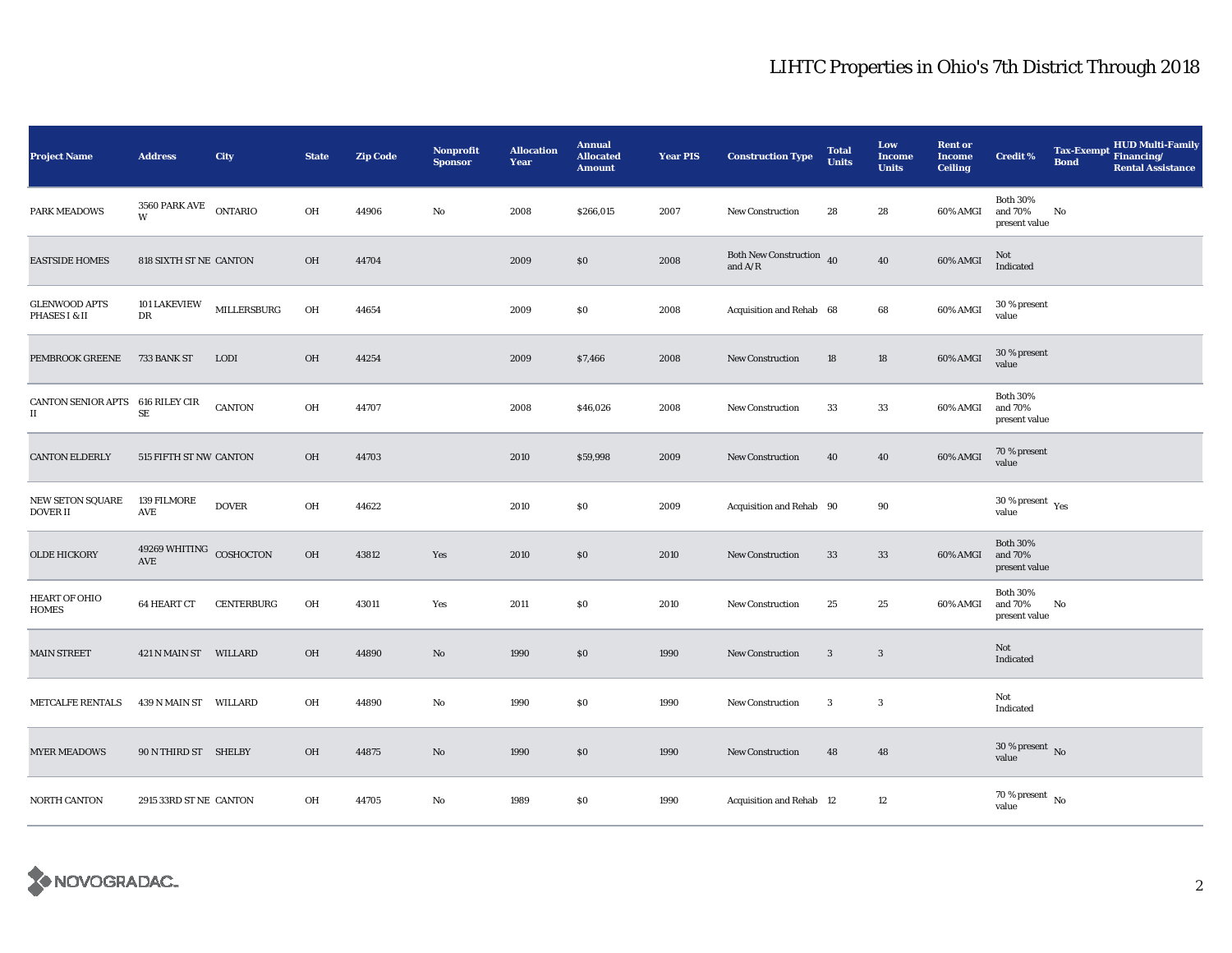# LIHTC Properties in Ohio's 7th District Through 2018

| Project Name | Address | City | State | Zip Code | Nonprofit Sponsor | Allocation Year | Annual Allocated Amount | Year PIS | Construction Type | Total Units | Low Income Units | Rent or Income Ceiling | Credit % | Tax-Exempt Bond | HUD Multi-Family Financing/ Rental Assistance |
|---|---|---|---|---|---|---|---|---|---|---|---|---|---|---|---|
| PARK MEADOWS | 3560 PARK AVE W | ONTARIO | OH | 44906 | No | 2008 | $266,015 | 2007 | New Construction | 28 | 28 | 60% AMGI | Both 30% and 70% present value | No | |
| EASTSIDE HOMES | 818 SIXTH ST NE | CANTON | OH | 44704 | | 2009 | $0 | 2008 | Both New Construction and A/R | 40 | 40 | 60% AMGI | Not Indicated | | |
| GLENWOOD APTS PHASES I & II | 101 LAKEVIEW DR | MILLERSBURG | OH | 44654 | | 2009 | $0 | 2008 | Acquisition and Rehab | 68 | 68 | 60% AMGI | 30 % present value | | |
| PEMBROOK GREENE | 733 BANK ST | LODI | OH | 44254 | | 2009 | $7,466 | 2008 | New Construction | 18 | 18 | 60% AMGI | 30 % present value | | |
| CANTON SENIOR APTS II | 616 RILEY CIR SE | CANTON | OH | 44707 | | 2008 | $46,026 | 2008 | New Construction | 33 | 33 | 60% AMGI | Both 30% and 70% present value | | |
| CANTON ELDERLY | 515 FIFTH ST NW | CANTON | OH | 44703 | | 2010 | $59,998 | 2009 | New Construction | 40 | 40 | 60% AMGI | 70 % present value | | |
| NEW SETON SQUARE DOVER II | 139 FILMORE AVE | DOVER | OH | 44622 | | 2010 | $0 | 2009 | Acquisition and Rehab | 90 | 90 | | 30 % present value | Yes | |
| OLDE HICKORY | 49269 WHITING AVE | COSHOCTON | OH | 43812 | Yes | 2010 | $0 | 2010 | New Construction | 33 | 33 | 60% AMGI | Both 30% and 70% present value | | |
| HEART OF OHIO HOMES | 64 HEART CT | CENTERBURG | OH | 43011 | Yes | 2011 | $0 | 2010 | New Construction | 25 | 25 | 60% AMGI | Both 30% and 70% present value | No | |
| MAIN STREET | 421 N MAIN ST | WILLARD | OH | 44890 | No | 1990 | $0 | 1990 | New Construction | 3 | 3 | | Not Indicated | | |
| METCALFE RENTALS | 439 N MAIN ST | WILLARD | OH | 44890 | No | 1990 | $0 | 1990 | New Construction | 3 | 3 | | Not Indicated | | |
| MYER MEADOWS | 90 N THIRD ST | SHELBY | OH | 44875 | No | 1990 | $0 | 1990 | New Construction | 48 | 48 | | 30 % present value | No | |
| NORTH CANTON | 2915 33RD ST NE | CANTON | OH | 44705 | No | 1989 | $0 | 1990 | Acquisition and Rehab | 12 | 12 | | 70 % present value | No | |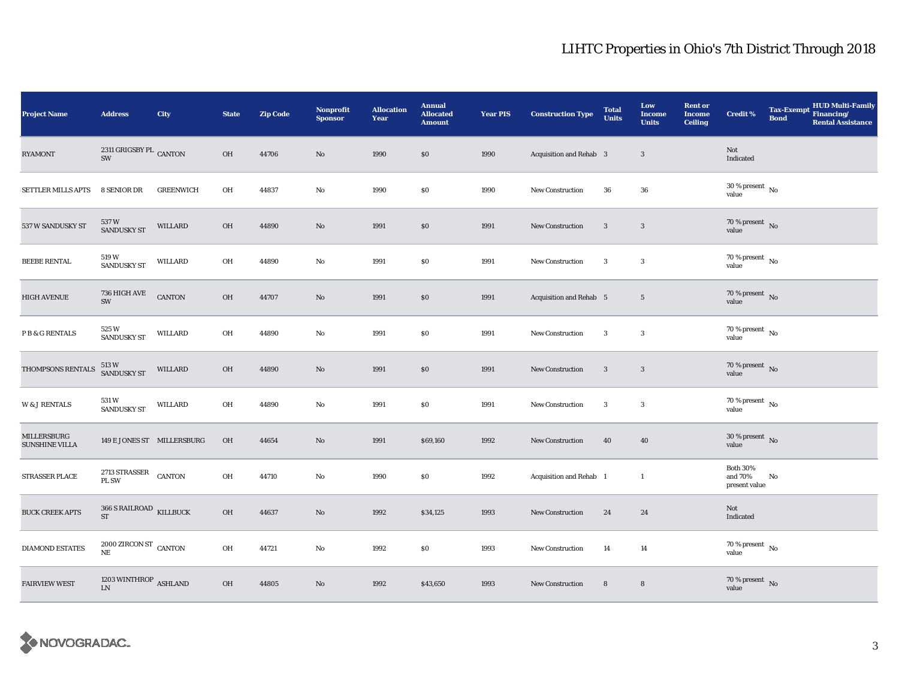# LIHTC Properties in Ohio's 7th District Through 2018

| Project Name | Address | City | State | Zip Code | Nonprofit Sponsor | Allocation Year | Annual Allocated Amount | Year PIS | Construction Type | Total Units | Low Income Units | Rent or Income Ceiling | Credit % | Tax-Exempt Bond | HUD Multi-Family Financing/ Rental Assistance |
|---|---|---|---|---|---|---|---|---|---|---|---|---|---|---|---|
| RYAMONT | 2311 GRIGSBY PL SW | CANTON | OH | 44706 | No | 1990 | $0 | 1990 | Acquisition and Rehab | 3 | 3 | | Not Indicated | | |
| SETTLER MILLS APTS | 8 SENIOR DR | GREENWICH | OH | 44837 | No | 1990 | $0 | 1990 | New Construction | 36 | 36 | | 30 % present value | No | |
| 537 W SANDUSKY ST | 537 W SANDUSKY ST | WILLARD | OH | 44890 | No | 1991 | $0 | 1991 | New Construction | 3 | 3 | | 70 % present value | No | |
| BEEBE RENTAL | 519 W SANDUSKY ST | WILLARD | OH | 44890 | No | 1991 | $0 | 1991 | New Construction | 3 | 3 | | 70 % present value | No | |
| HIGH AVENUE | 736 HIGH AVE SW | CANTON | OH | 44707 | No | 1991 | $0 | 1991 | Acquisition and Rehab | 5 | 5 | | 70 % present value | No | |
| P B & G RENTALS | 525 W SANDUSKY ST | WILLARD | OH | 44890 | No | 1991 | $0 | 1991 | New Construction | 3 | 3 | | 70 % present value | No | |
| THOMPSONS RENTALS | 513 W SANDUSKY ST | WILLARD | OH | 44890 | No | 1991 | $0 | 1991 | New Construction | 3 | 3 | | 70 % present value | No | |
| W & J RENTALS | 531 W SANDUSKY ST | WILLARD | OH | 44890 | No | 1991 | $0 | 1991 | New Construction | 3 | 3 | | 70 % present value | No | |
| MILLERSBURG SUNSHINE VILLA | 149 E JONES ST | MILLERSBURG | OH | 44654 | No | 1991 | $69,160 | 1992 | New Construction | 40 | 40 | | 30 % present value | No | |
| STRASSER PLACE | 2713 STRASSER PL SW | CANTON | OH | 44710 | No | 1990 | $0 | 1992 | Acquisition and Rehab | 1 | 1 | | Both 30% and 70% present value | No | |
| BUCK CREEK APTS | 366 S RAILROAD ST | KILLBUCK | OH | 44637 | No | 1992 | $34,125 | 1993 | New Construction | 24 | 24 | | Not Indicated | | |
| DIAMOND ESTATES | 2000 ZIRCON ST NE | CANTON | OH | 44721 | No | 1992 | $0 | 1993 | New Construction | 14 | 14 | | 70 % present value | No | |
| FAIRVIEW WEST | 1203 WINTHROP LN | ASHLAND | OH | 44805 | No | 1992 | $43,650 | 1993 | New Construction | 8 | 8 | | 70 % present value | No | |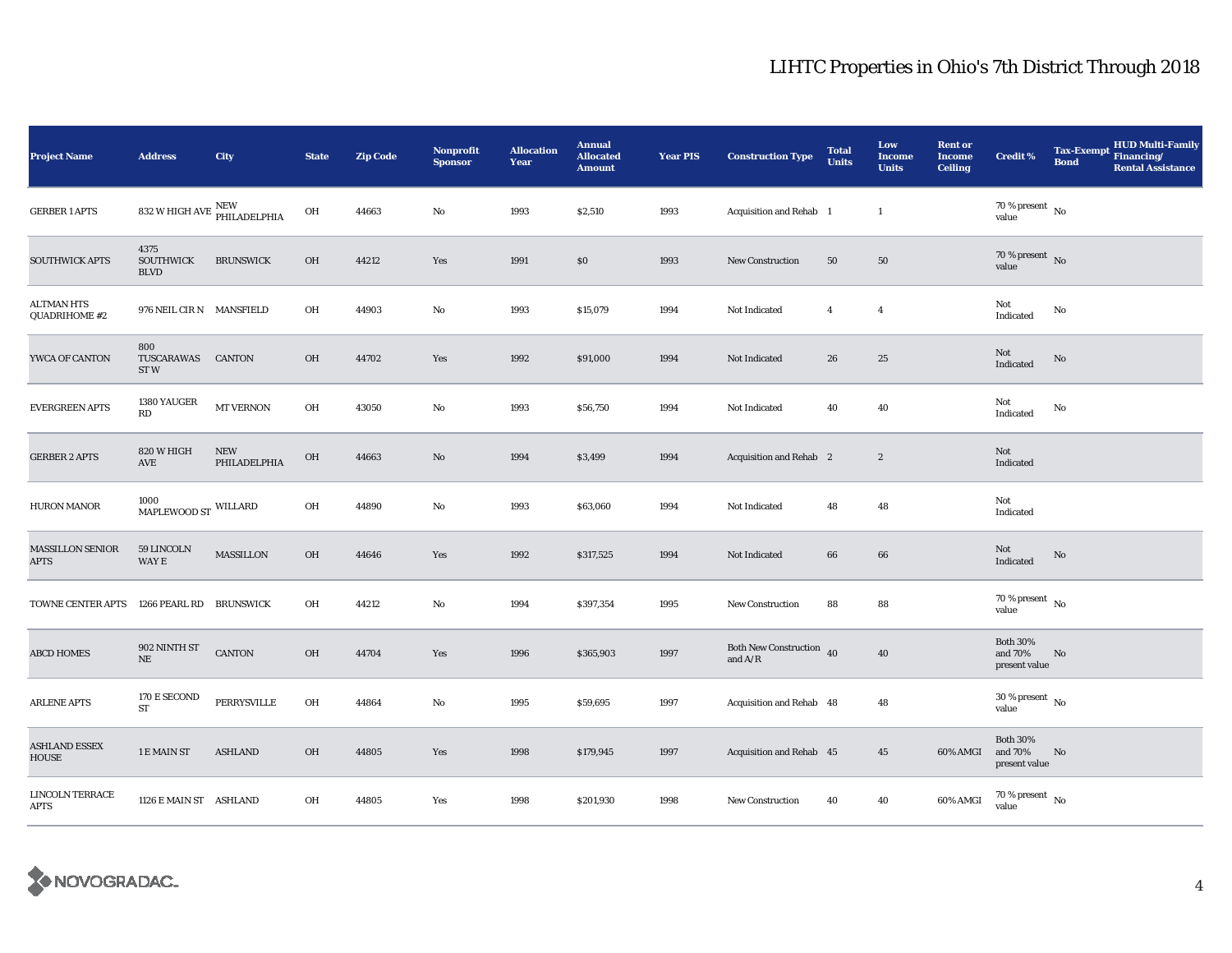## LIHTC Properties in Ohio's 7th District Through 2018

| Project Name | Address | City | State | Zip Code | Nonprofit Sponsor | Allocation Year | Annual Allocated Amount | Year PIS | Construction Type | Total Units | Low Income Units | Rent or Income Ceiling | Credit % | Tax-Exempt Bond | HUD Multi-Family Financing/ Rental Assistance |
|---|---|---|---|---|---|---|---|---|---|---|---|---|---|---|---|
| GERBER 1 APTS | 832 W HIGH AVE | NEW PHILADELPHIA | OH | 44663 | No | 1993 | $2,510 | 1993 | Acquisition and Rehab | 1 | 1 | | 70 % present value | No | |
| SOUTHWICK APTS | 4375 SOUTHWICK BLVD | BRUNSWICK | OH | 44212 | Yes | 1991 | $0 | 1993 | New Construction | 50 | 50 | | 70 % present value | No | |
| ALTMAN HTS QUADRIHOME #2 | 976 NEIL CIR N | MANSFIELD | OH | 44903 | No | 1993 | $15,079 | 1994 | Not Indicated | 4 | 4 | | Not Indicated | No | |
| YWCA OF CANTON | 800 TUSCARAWAS ST W | CANTON | OH | 44702 | Yes | 1992 | $91,000 | 1994 | Not Indicated | 26 | 25 | | Not Indicated | No | |
| EVERGREEN APTS | 1380 YAUGER RD | MT VERNON | OH | 43050 | No | 1993 | $56,750 | 1994 | Not Indicated | 40 | 40 | | Not Indicated | No | |
| GERBER 2 APTS | 820 W HIGH AVE | NEW PHILADELPHIA | OH | 44663 | No | 1994 | $3,499 | 1994 | Acquisition and Rehab | 2 | 2 | | Not Indicated | | |
| HURON MANOR | 1000 MAPLEWOOD ST | WILLARD | OH | 44890 | No | 1993 | $63,060 | 1994 | Not Indicated | 48 | 48 | | Not Indicated | | |
| MASSILLON SENIOR APTS | 59 LINCOLN WAY E | MASSILLON | OH | 44646 | Yes | 1992 | $317,525 | 1994 | Not Indicated | 66 | 66 | | Not Indicated | No | |
| TOWNE CENTER APTS | 1266 PEARL RD | BRUNSWICK | OH | 44212 | No | 1994 | $397,354 | 1995 | New Construction | 88 | 88 | | 70 % present value | No | |
| ABCD HOMES | 902 NINTH ST NE | CANTON | OH | 44704 | Yes | 1996 | $365,903 | 1997 | Both New Construction and A/R | 40 | 40 | | Both 30% and 70% present value | No | |
| ARLENE APTS | 170 E SECOND ST | PERRYSVILLE | OH | 44864 | No | 1995 | $59,695 | 1997 | Acquisition and Rehab | 48 | 48 | | 30 % present value | No | |
| ASHLAND ESSEX HOUSE | 1 E MAIN ST | ASHLAND | OH | 44805 | Yes | 1998 | $179,945 | 1997 | Acquisition and Rehab | 45 | 45 | 60% AMGI | Both 30% and 70% present value | No | |
| LINCOLN TERRACE APTS | 1126 E MAIN ST | ASHLAND | OH | 44805 | Yes | 1998 | $201,930 | 1998 | New Construction | 40 | 40 | 60% AMGI | 70 % present value | No | |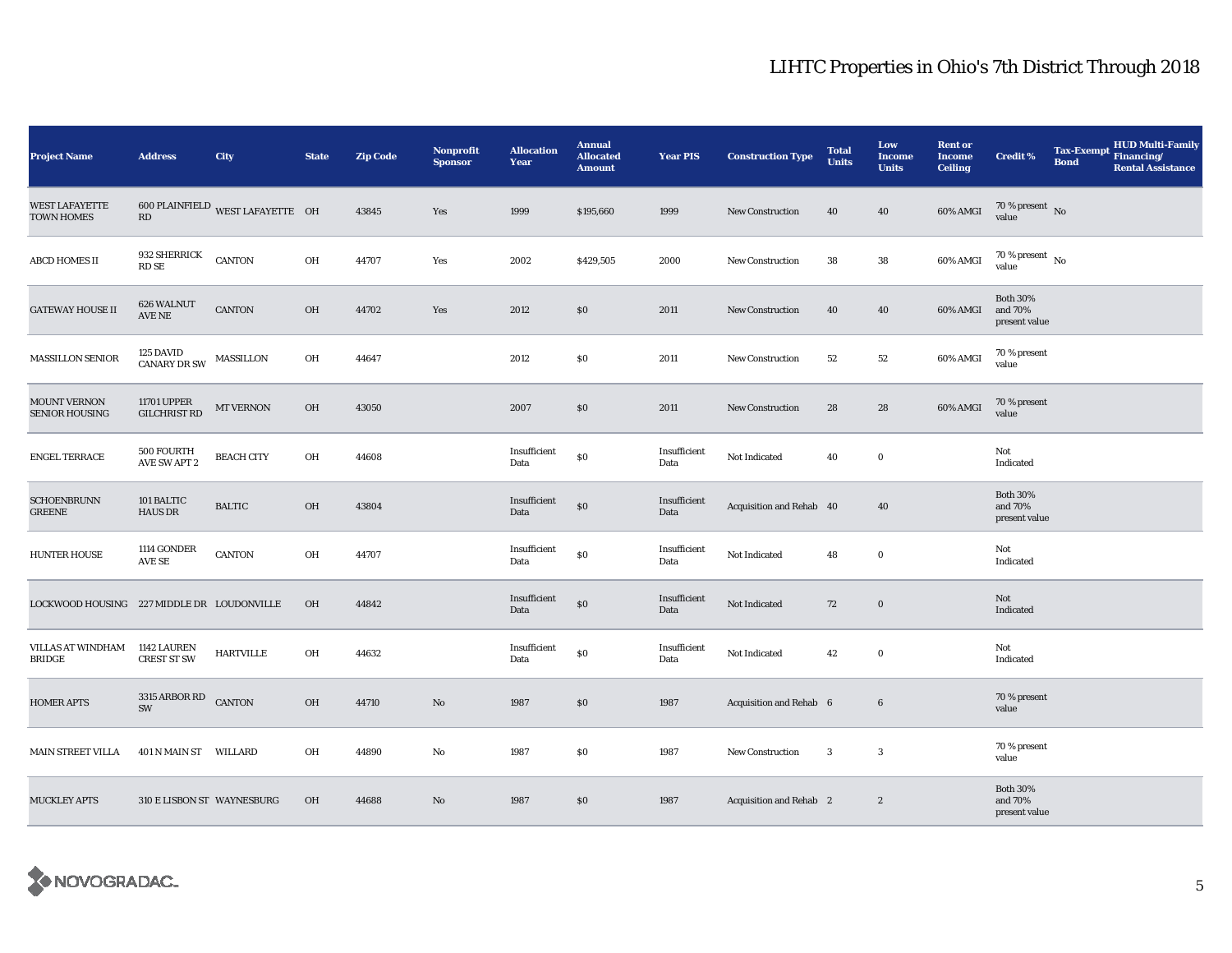# LIHTC Properties in Ohio's 7th District Through 2018

| Project Name | Address | City | State | Zip Code | Nonprofit Sponsor | Allocation Year | Annual Allocated Amount | Year PIS | Construction Type | Total Units | Low Income Units | Rent or Income Ceiling | Credit % | Tax-Exempt Bond | HUD Multi-Family Financing/ Rental Assistance |
|---|---|---|---|---|---|---|---|---|---|---|---|---|---|---|---|
| WEST LAFAYETTE TOWN HOMES | 600 PLAINFIELD RD | WEST LAFAYETTE | OH | 43845 | Yes | 1999 | $195,660 | 1999 | New Construction | 40 | 40 | 60% AMGI | 70 % present value | No | |
| ABCD HOMES II | 932 SHERRICK RD SE | CANTON | OH | 44707 | Yes | 2002 | $429,505 | 2000 | New Construction | 38 | 38 | 60% AMGI | 70 % present value | No | |
| GATEWAY HOUSE II | 626 WALNUT AVE NE | CANTON | OH | 44702 | Yes | 2012 | $0 | 2011 | New Construction | 40 | 40 | 60% AMGI | Both 30% and 70% present value | | |
| MASSILLON SENIOR | 125 DAVID CANARY DR SW | MASSILLON | OH | 44647 | | 2012 | $0 | 2011 | New Construction | 52 | 52 | 60% AMGI | 70 % present value | | |
| MOUNT VERNON SENIOR HOUSING | 11701 UPPER GILCHRIST RD | MT VERNON | OH | 43050 | | 2007 | $0 | 2011 | New Construction | 28 | 28 | 60% AMGI | 70 % present value | | |
| ENGEL TERRACE | 500 FOURTH AVE SW APT 2 | BEACH CITY | OH | 44608 | | Insufficient Data | $0 | Insufficient Data | Not Indicated | 40 | 0 | | Not Indicated | | |
| SCHOENBRUNN GREENE | 101 BALTIC HAUS DR | BALTIC | OH | 43804 | | Insufficient Data | $0 | Insufficient Data | Acquisition and Rehab | 40 | 40 | | Both 30% and 70% present value | | |
| HUNTER HOUSE | 1114 GONDER AVE SE | CANTON | OH | 44707 | | Insufficient Data | $0 | Insufficient Data | Not Indicated | 48 | 0 | | Not Indicated | | |
| LOCKWOOD HOUSING | 227 MIDDLE DR | LOUDONVILLE | OH | 44842 | | Insufficient Data | $0 | Insufficient Data | Not Indicated | 72 | 0 | | Not Indicated | | |
| VILLAS AT WINDHAM BRIDGE | 1142 LAUREN CREST ST SW | HARTVILLE | OH | 44632 | | Insufficient Data | $0 | Insufficient Data | Not Indicated | 42 | 0 | | Not Indicated | | |
| HOMER APTS | 3315 ARBOR RD SW | CANTON | OH | 44710 | No | 1987 | $0 | 1987 | Acquisition and Rehab | 6 | 6 | | 70 % present value | | |
| MAIN STREET VILLA | 401 N MAIN ST | WILLARD | OH | 44890 | No | 1987 | $0 | 1987 | New Construction | 3 | 3 | | 70 % present value | | |
| MUCKLEY APTS | 310 E LISBON ST | WAYNESBURG | OH | 44688 | No | 1987 | $0 | 1987 | Acquisition and Rehab | 2 | 2 | | Both 30% and 70% present value | | |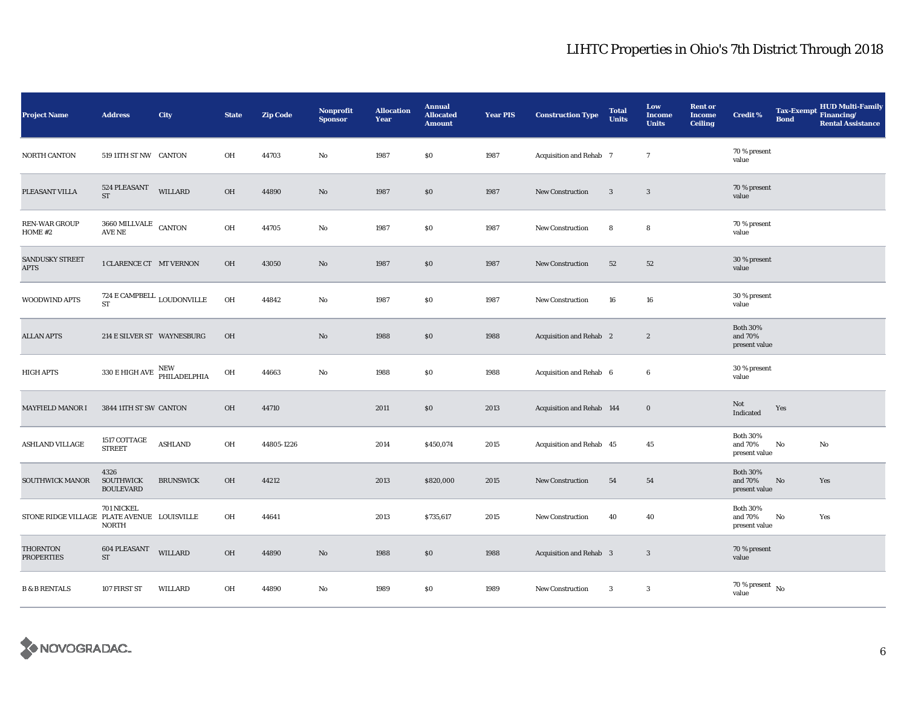# LIHTC Properties in Ohio's 7th District Through 2018

| Project Name | Address | City | State | Zip Code | Nonprofit Sponsor | Allocation Year | Annual Allocated Amount | Year PIS | Construction Type | Total Units | Low Income Units | Rent or Income Ceiling | Credit % | Tax-Exempt Bond | HUD Multi-Family Financing/ Rental Assistance |
|---|---|---|---|---|---|---|---|---|---|---|---|---|---|---|---|
| NORTH CANTON | 519 11TH ST NW | CANTON | OH | 44703 | No | 1987 | $0 | 1987 | Acquisition and Rehab | 7 | 7 | | 70 % present value | | |
| PLEASANT VILLA | 524 PLEASANT ST | WILLARD | OH | 44890 | No | 1987 | $0 | 1987 | New Construction | 3 | 3 | | 70 % present value | | |
| REN-WAR GROUP HOME #2 | 3660 MILLVALE AVE NE | CANTON | OH | 44705 | No | 1987 | $0 | 1987 | New Construction | 8 | 8 | | 70 % present value | | |
| SANDUSKY STREET APTS | 1 CLARENCE CT | MT VERNON | OH | 43050 | No | 1987 | $0 | 1987 | New Construction | 52 | 52 | | 30 % present value | | |
| WOODWIND APTS | 724 E CAMPBELL ST | LOUDONVILLE | OH | 44842 | No | 1987 | $0 | 1987 | New Construction | 16 | 16 | | 30 % present value | | |
| ALLAN APTS | 214 E SILVER ST | WAYNESBURG | OH | | No | 1988 | $0 | 1988 | Acquisition and Rehab | 2 | 2 | | Both 30% and 70% present value | | |
| HIGH APTS | 330 E HIGH AVE | NEW PHILADELPHIA | OH | 44663 | No | 1988 | $0 | 1988 | Acquisition and Rehab | 6 | 6 | | 30 % present value | | |
| MAYFIELD MANOR I | 3844 11TH ST SW | CANTON | OH | 44710 | | 2011 | $0 | 2013 | Acquisition and Rehab | 144 | 0 | | Not Indicated | Yes | |
| ASHLAND VILLAGE | 1517 COTTAGE STREET | ASHLAND | OH | 44805-1226 | | 2014 | $450,074 | 2015 | Acquisition and Rehab | 45 | 45 | | Both 30% and 70% present value | No | No |
| SOUTHWICK MANOR | 4326 SOUTHWICK BOULEVARD | BRUNSWICK | OH | 44212 | | 2013 | $820,000 | 2015 | New Construction | 54 | 54 | | Both 30% and 70% present value | No | Yes |
| STONE RIDGE VILLAGE | 701 NICKEL PLATE AVENUE NORTH | LOUISVILLE | OH | 44641 | | 2013 | $735,617 | 2015 | New Construction | 40 | 40 | | Both 30% and 70% present value | No | Yes |
| THORNTON PROPERTIES | 604 PLEASANT ST | WILLARD | OH | 44890 | No | 1988 | $0 | 1988 | Acquisition and Rehab | 3 | 3 | | 70 % present value | | |
| B & B RENTALS | 107 FIRST ST | WILLARD | OH | 44890 | No | 1989 | $0 | 1989 | New Construction | 3 | 3 | | 70 % present value | No | |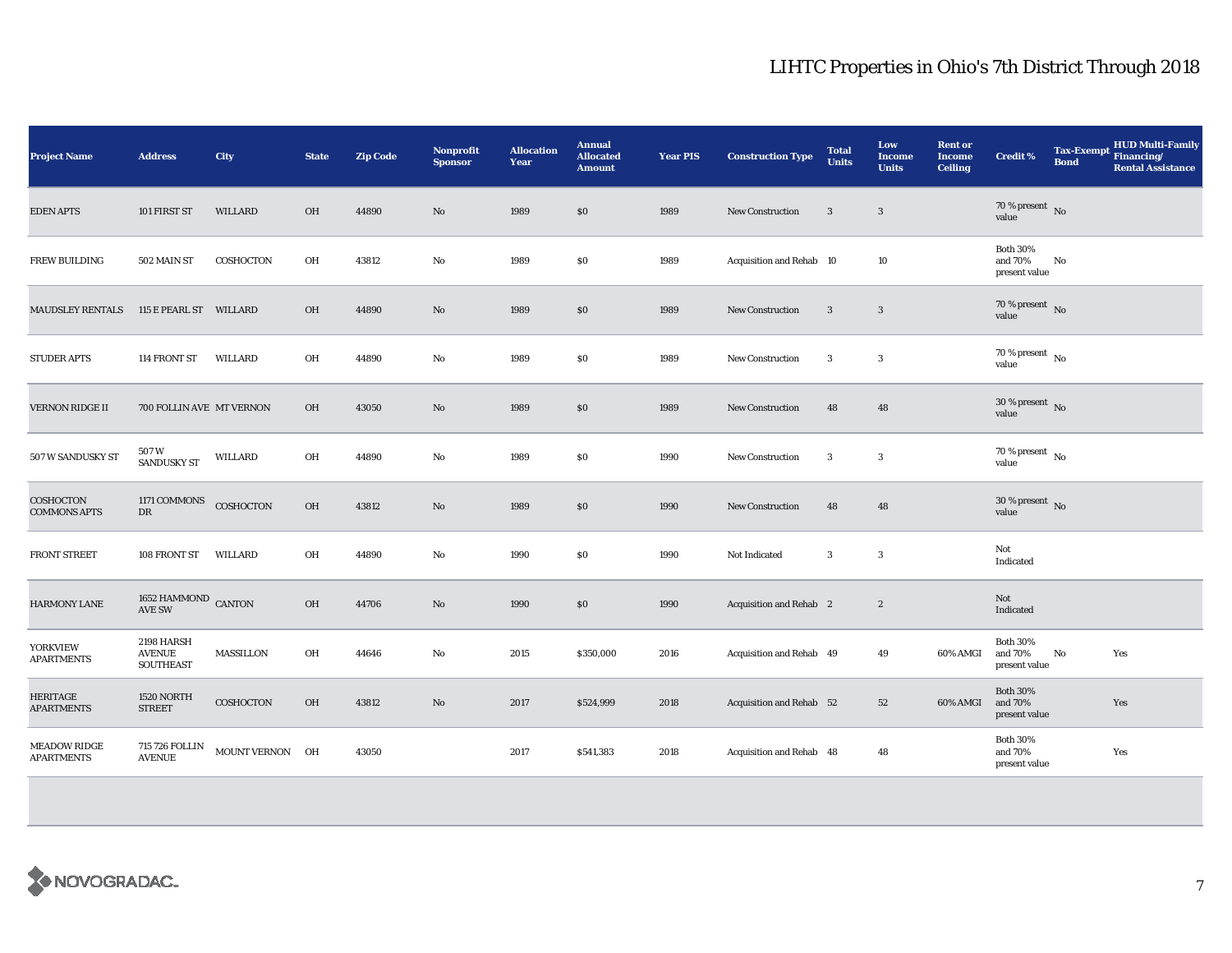## LIHTC Properties in Ohio's 7th District Through 2018

| Project Name | Address | City | State | Zip Code | Nonprofit Sponsor | Allocation Year | Annual Allocated Amount | Year PIS | Construction Type | Total Units | Low Income Units | Rent or Income Ceiling | Credit % | Tax-Exempt Bond | HUD Multi-Family Financing/ Rental Assistance |
|---|---|---|---|---|---|---|---|---|---|---|---|---|---|---|---|
| EDEN APTS | 101 FIRST ST | WILLARD | OH | 44890 | No | 1989 | $0 | 1989 | New Construction | 3 | 3 | | 70 % present value | No | |
| FREW BUILDING | 502 MAIN ST | COSHOCTON | OH | 43812 | No | 1989 | $0 | 1989 | Acquisition and Rehab | 10 | 10 | | Both 30% and 70% present value | No | |
| MAUDSLEY RENTALS | 115 E PEARL ST | WILLARD | OH | 44890 | No | 1989 | $0 | 1989 | New Construction | 3 | 3 | | 70 % present value | No | |
| STUDER APTS | 114 FRONT ST | WILLARD | OH | 44890 | No | 1989 | $0 | 1989 | New Construction | 3 | 3 | | 70 % present value | No | |
| VERNON RIDGE II | 700 FOLLIN AVE | MT VERNON | OH | 43050 | No | 1989 | $0 | 1989 | New Construction | 48 | 48 | | 30 % present value | No | |
| 507 W SANDUSKY ST | 507 W SANDUSKY ST | WILLARD | OH | 44890 | No | 1989 | $0 | 1990 | New Construction | 3 | 3 | | 70 % present value | No | |
| COSHOCTON COMMONS APTS | 1171 COMMONS DR | COSHOCTON | OH | 43812 | No | 1989 | $0 | 1990 | New Construction | 48 | 48 | | 30 % present value | No | |
| FRONT STREET | 108 FRONT ST | WILLARD | OH | 44890 | No | 1990 | $0 | 1990 | Not Indicated | 3 | 3 | | Not Indicated | | |
| HARMONY LANE | 1652 HAMMOND AVE SW | CANTON | OH | 44706 | No | 1990 | $0 | 1990 | Acquisition and Rehab | 2 | 2 | | Not Indicated | | |
| YORKVIEW APARTMENTS | 2198 HARSH AVENUE SOUTHEAST | MASSILLON | OH | 44646 | No | 2015 | $350,000 | 2016 | Acquisition and Rehab | 49 | 49 | 60% AMGI | Both 30% and 70% present value | No | Yes |
| HERITAGE APARTMENTS | 1520 NORTH STREET | COSHOCTON | OH | 43812 | No | 2017 | $524,999 | 2018 | Acquisition and Rehab | 52 | 52 | 60% AMGI | Both 30% and 70% present value | | Yes |
| MEADOW RIDGE APARTMENTS | 715 726 FOLLIN AVENUE | MOUNT VERNON | OH | 43050 | | 2017 | $541,383 | 2018 | Acquisition and Rehab | 48 | 48 | | Both 30% and 70% present value | | Yes |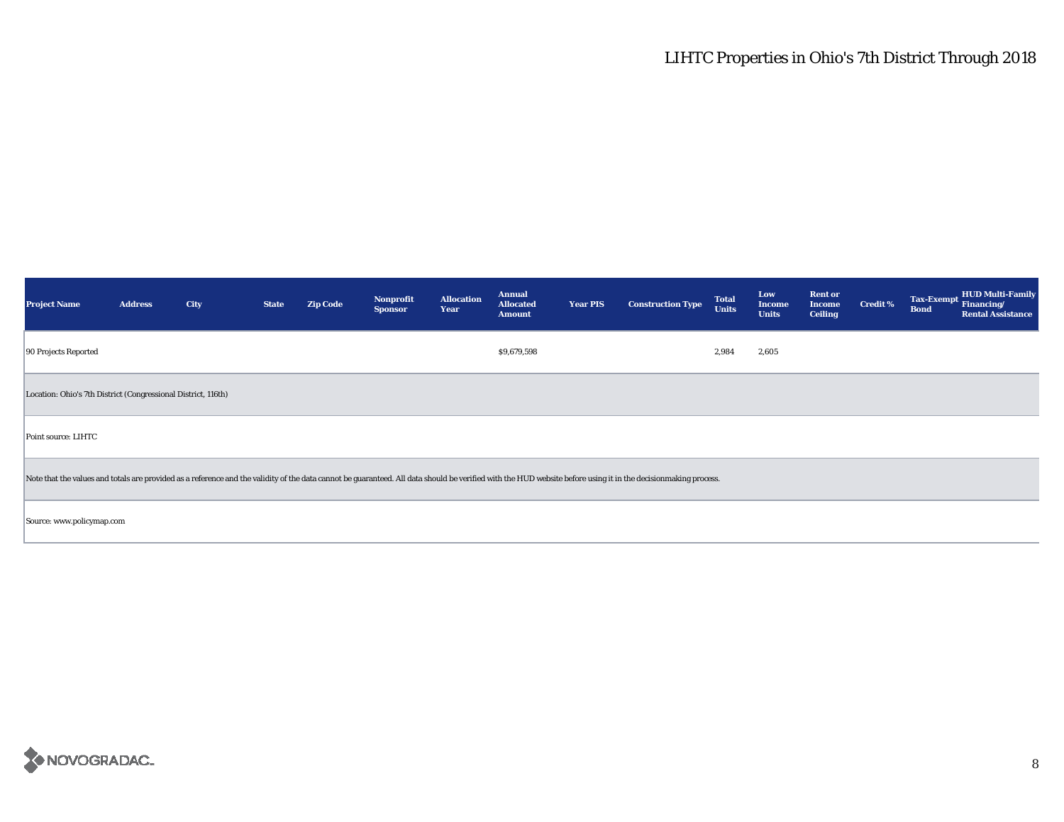# LIHTC Properties in Ohio's 7th District Through 2018

| Project Name | Address | City | State | Zip Code | Nonprofit Sponsor | Allocation Year | Annual Allocated Amount | Year PIS | Construction Type | Total Units | Low Income Units | Rent or Income Ceiling | Credit % | Tax-Exempt Bond | HUD Multi-Family Financing/ Rental Assistance |
|---|---|---|---|---|---|---|---|---|---|---|---|---|---|---|---|
| 90 Projects Reported | | | | | | | $9,679,598 | | | 2,984 | 2,605 | | | | |
| Location: Ohio's 7th District (Congressional District, 116th) | | | | | | | | | | | | | | | |
| Point source: LIHTC | | | | | | | | | | | | | | | |
| Note that the values and totals are provided as a reference and the validity of the data cannot be guaranteed. All data should be verified with the HUD website before using it in the decisionmaking process. | | | | | | | | | | | | | | | |
| Source: www.policymap.com | | | | | | | | | | | | | | | |